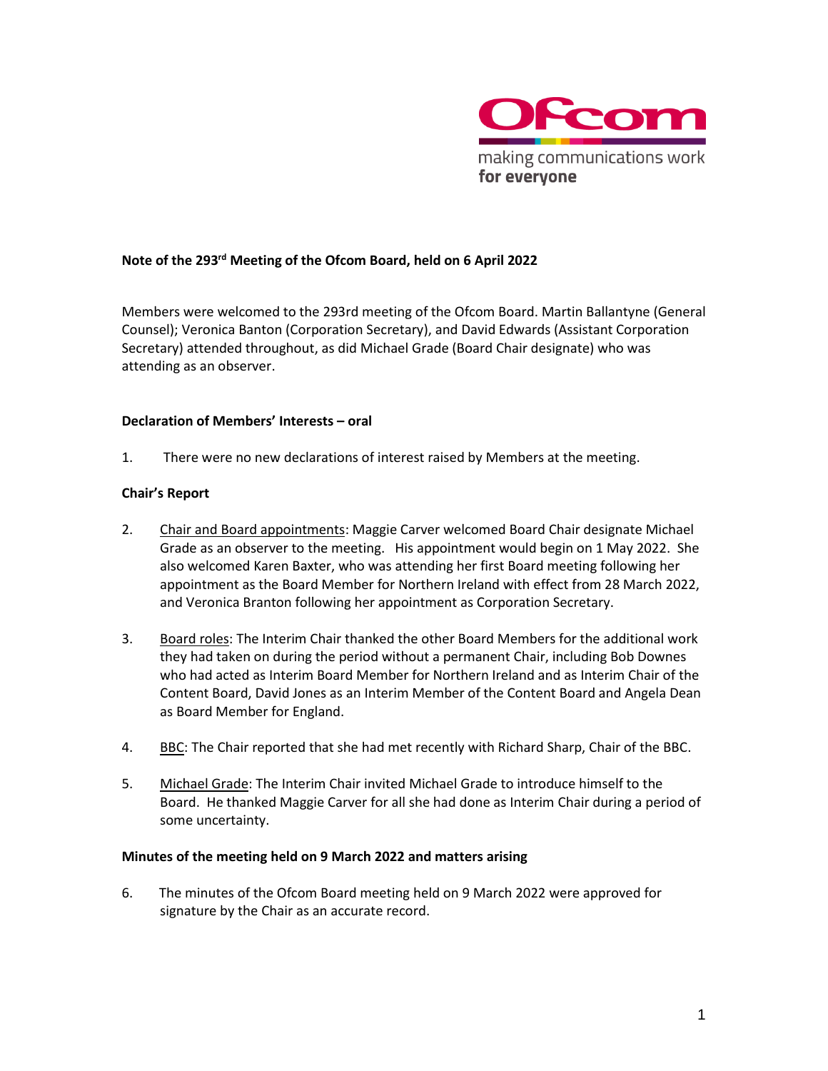# Note of the 293rd Meeting of the Ofcom Board, held on 6 April 2022

Members were welcomed to the 293rd meeting of the Ofcom Board. Martin Ballantyne (General Counsel); Veronica Banton (Corporation Secretary), and David Edwards (Assistant Corporation Secretary) attended throughout, as did Michael Grade (Board Chair designate) who was attending as an observer.

## Declaration of Members' Interests – oral

1. There were no new declarations of interest raised by Members at the meeting.

## Chair's Report

2. Chair and Board appointments: Maggie Carver welcomed Board Chair designate Michael Grade as an observer to the meeting. His appointment would begin on 1 May 2022. She also welcomed Karen Baxter, who was attending her first Board meeting following her appointment as the Board Member for Northern Ireland with effect from 28 March 2022, and Veronica Branton following her appointment as Corporation Secretary.

3. Board roles: The Interim Chair thanked the other Board Members for the additional work they had taken on during the period without a permanent Chair, including Bob Downes who had acted as Interim Board Member for Northern Ireland and as Interim Chair of the Content Board, David Jones as an Interim Member of the Content Board and Angela Dean as Board Member for England.

4. BBC: The Chair reported that she had met recently with Richard Sharp, Chair of the BBC.

5. Michael Grade: The Interim Chair invited Michael Grade to introduce himself to the Board. He thanked Maggie Carver for all she had done as Interim Chair during a period of some uncertainty.

## Minutes of the meeting held on 9 March 2022 and matters arising

6. The minutes of the Ofcom Board meeting held on 9 March 2022 were approved for signature by the Chair as an accurate record.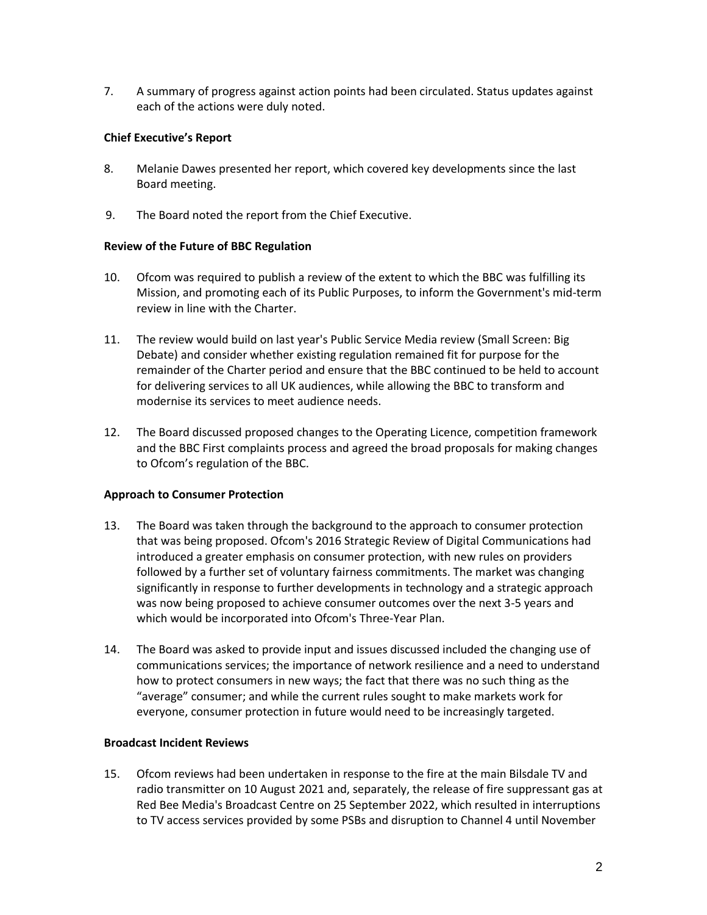7. A summary of progress against action points had been circulated. Status updates against each of the actions were duly noted.

**Chief Executive's Report**

8. Melanie Dawes presented her report, which covered key developments since the last Board meeting.

9. The Board noted the report from the Chief Executive.

**Review of the Future of BBC Regulation**

10. Ofcom was required to publish a review of the extent to which the BBC was fulfilling its Mission, and promoting each of its Public Purposes, to inform the Government's mid-term review in line with the Charter.

11. The review would build on last year's Public Service Media review (Small Screen: Big Debate) and consider whether existing regulation remained fit for purpose for the remainder of the Charter period and ensure that the BBC continued to be held to account for delivering services to all UK audiences, while allowing the BBC to transform and modernise its services to meet audience needs.

12. The Board discussed proposed changes to the Operating Licence, competition framework and the BBC First complaints process and agreed the broad proposals for making changes to Ofcom's regulation of the BBC.

**Approach to Consumer Protection**

13. The Board was taken through the background to the approach to consumer protection that was being proposed. Ofcom's 2016 Strategic Review of Digital Communications had introduced a greater emphasis on consumer protection, with new rules on providers followed by a further set of voluntary fairness commitments. The market was changing significantly in response to further developments in technology and a strategic approach was now being proposed to achieve consumer outcomes over the next 3-5 years and which would be incorporated into Ofcom's Three-Year Plan.

14. The Board was asked to provide input and issues discussed included the changing use of communications services; the importance of network resilience and a need to understand how to protect consumers in new ways; the fact that there was no such thing as the "average" consumer; and while the current rules sought to make markets work for everyone, consumer protection in future would need to be increasingly targeted.

**Broadcast Incident Reviews**

15. Ofcom reviews had been undertaken in response to the fire at the main Bilsdale TV and radio transmitter on 10 August 2021 and, separately, the release of fire suppressant gas at Red Bee Media's Broadcast Centre on 25 September 2022, which resulted in interruptions to TV access services provided by some PSBs and disruption to Channel 4 until November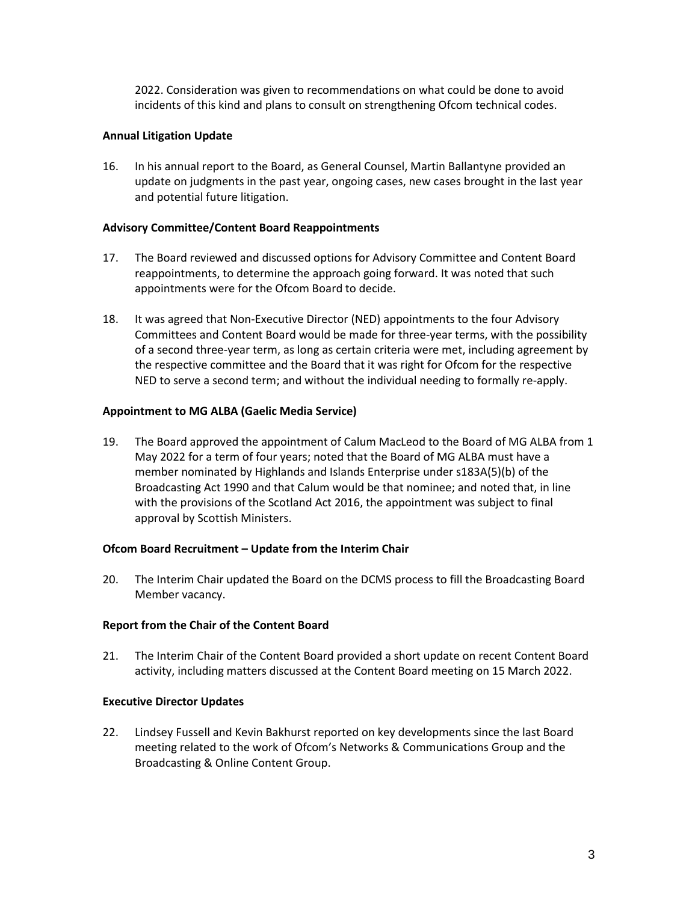2022. Consideration was given to recommendations on what could be done to avoid incidents of this kind and plans to consult on strengthening Ofcom technical codes.

**Annual Litigation Update**

16. In his annual report to the Board, as General Counsel, Martin Ballantyne provided an update on judgments in the past year, ongoing cases, new cases brought in the last year and potential future litigation.

**Advisory Committee/Content Board Reappointments**

17. The Board reviewed and discussed options for Advisory Committee and Content Board reappointments, to determine the approach going forward. It was noted that such appointments were for the Ofcom Board to decide.

18. It was agreed that Non-Executive Director (NED) appointments to the four Advisory Committees and Content Board would be made for three-year terms, with the possibility of a second three-year term, as long as certain criteria were met, including agreement by the respective committee and the Board that it was right for Ofcom for the respective NED to serve a second term; and without the individual needing to formally re-apply.

**Appointment to MG ALBA (Gaelic Media Service)**

19. The Board approved the appointment of Calum MacLeod to the Board of MG ALBA from 1 May 2022 for a term of four years; noted that the Board of MG ALBA must have a member nominated by Highlands and Islands Enterprise under s183A(5)(b) of the Broadcasting Act 1990 and that Calum would be that nominee; and noted that, in line with the provisions of the Scotland Act 2016, the appointment was subject to final approval by Scottish Ministers.

**Ofcom Board Recruitment – Update from the Interim Chair**

20. The Interim Chair updated the Board on the DCMS process to fill the Broadcasting Board Member vacancy.

**Report from the Chair of the Content Board**

21. The Interim Chair of the Content Board provided a short update on recent Content Board activity, including matters discussed at the Content Board meeting on 15 March 2022.

**Executive Director Updates**

22. Lindsey Fussell and Kevin Bakhurst reported on key developments since the last Board meeting related to the work of Ofcom's Networks & Communications Group and the Broadcasting & Online Content Group.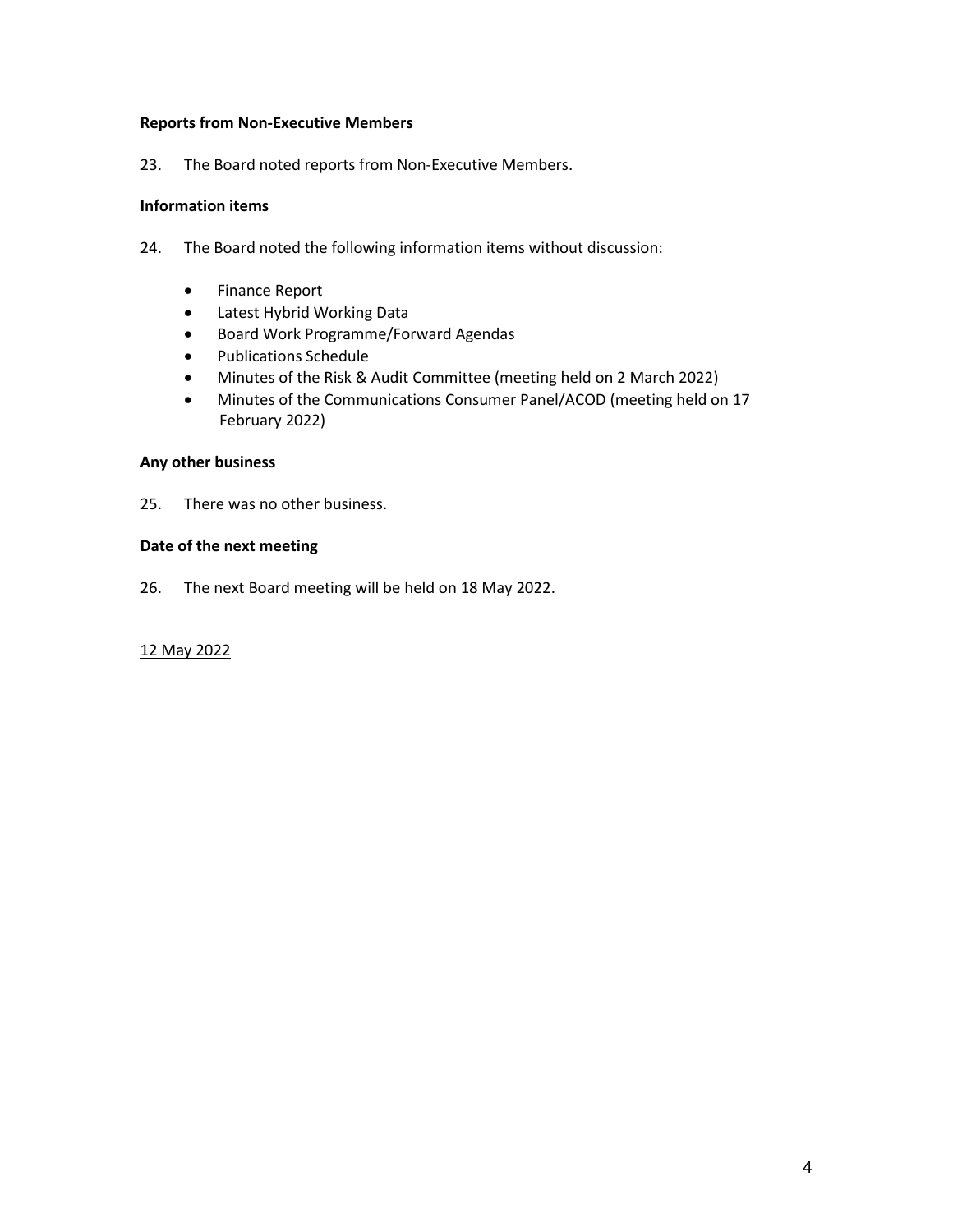**Reports from Non-Executive Members**

23. The Board noted reports from Non-Executive Members.

**Information items**

24. The Board noted the following information items without discussion:

- Finance Report
- Latest Hybrid Working Data
- Board Work Programme/Forward Agendas
- Publications Schedule
- Minutes of the Risk & Audit Committee (meeting held on 2 March 2022)
- Minutes of the Communications Consumer Panel/ACOD (meeting held on 17 February 2022)

**Any other business**

25. There was no other business.

**Date of the next meeting**

26. The next Board meeting will be held on 18 May 2022.

12 May 2022